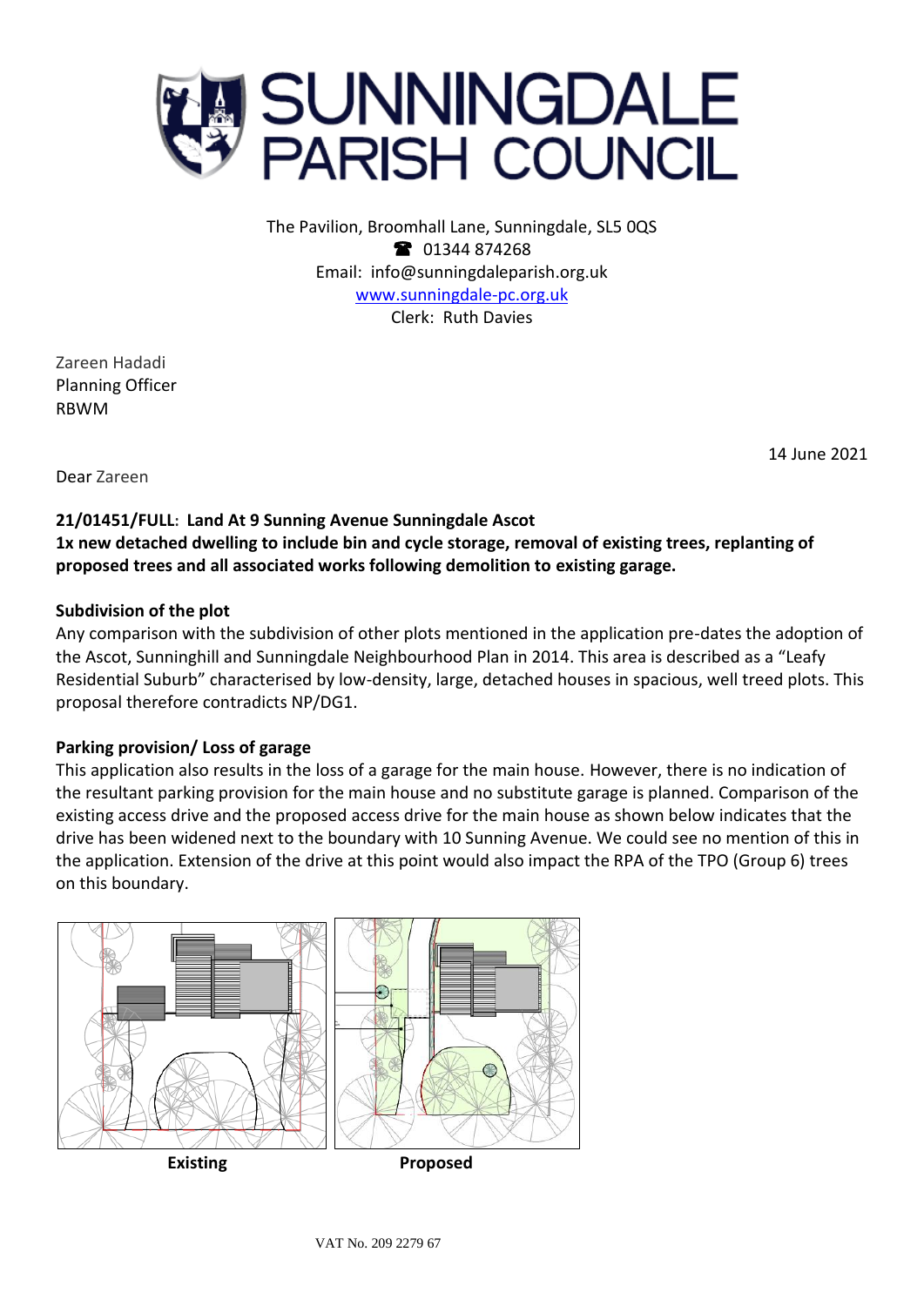# SUNNINGDALE PARISH COUNCIL

The Pavilion, Broomhall Lane, Sunningdale, SL5 0QS
☎ 01344 874268
Email: info@sunningdaleparish.org.uk
www.sunningdale-pc.org.uk
Clerk: Ruth Davies

Zareen Hadadi
Planning Officer
RBWM

14 June 2021

Dear Zareen

**21/01451/FULL: Land At 9 Sunning Avenue Sunningdale Ascot**
**1x new detached dwelling to include bin and cycle storage, removal of existing trees, replanting of proposed trees and all associated works following demolition to existing garage.**

**Subdivision of the plot**
Any comparison with the subdivision of other plots mentioned in the application pre-dates the adoption of the Ascot, Sunninghill and Sunningdale Neighbourhood Plan in 2014. This area is described as a "Leafy Residential Suburb" characterised by low-density, large, detached houses in spacious, well treed plots. This proposal therefore contradicts NP/DG1.

**Parking provision/ Loss of garage**
This application also results in the loss of a garage for the main house. However, there is no indication of the resultant parking provision for the main house and no substitute garage is planned. Comparison of the existing access drive and the proposed access drive for the main house as shown below indicates that the drive has been widened next to the boundary with 10 Sunning Avenue. We could see no mention of this in the application. Extension of the drive at this point would also impact the RPA of the TPO (Group 6) trees on this boundary.

**Existing** **Proposed**

VAT No. 209 2279 67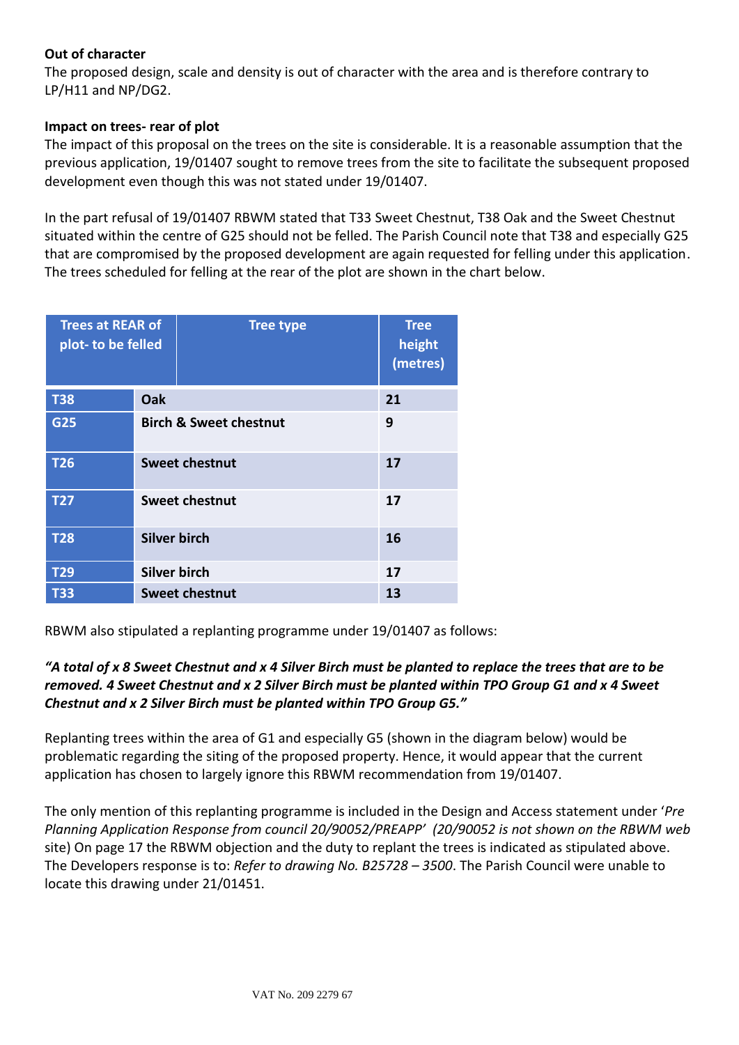**Out of character**

The proposed design, scale and density is out of character with the area and is therefore contrary to LP/H11 and NP/DG2.

**Impact on trees- rear of plot**

The impact of this proposal on the trees on the site is considerable. It is a reasonable assumption that the previous application, 19/01407 sought to remove trees from the site to facilitate the subsequent proposed development even though this was not stated under 19/01407.

In the part refusal of 19/01407 RBWM stated that T33 Sweet Chestnut, T38 Oak and the Sweet Chestnut situated within the centre of G25 should not be felled. The Parish Council note that T38 and especially G25 that are compromised by the proposed development are again requested for felling under this application. The trees scheduled for felling at the rear of the plot are shown in the chart below.

| Trees at REAR of plot- to be felled | Tree type | Tree height (metres) |
|---|---|---|
| T38 | Oak | 21 |
| G25 | Birch & Sweet chestnut | 9 |
| T26 | Sweet chestnut | 17 |
| T27 | Sweet chestnut | 17 |
| T28 | Silver birch | 16 |
| T29 | Silver birch | 17 |
| T33 | Sweet chestnut | 13 |

RBWM also stipulated a replanting programme under 19/01407 as follows:

***"A total of x 8 Sweet Chestnut and x 4 Silver Birch must be planted to replace the trees that are to be removed. 4 Sweet Chestnut and x 2 Silver Birch must be planted within TPO Group G1 and x 4 Sweet Chestnut and x 2 Silver Birch must be planted within TPO Group G5."***

Replanting trees within the area of G1 and especially G5 (shown in the diagram below) would be problematic regarding the siting of the proposed property. Hence, it would appear that the current application has chosen to largely ignore this RBWM recommendation from 19/01407.

The only mention of this replanting programme is included in the Design and Access statement under '*Pre Planning Application Response from council 20/90052/PREAPP*' *(20/90052 is not shown on the RBWM web* site) On page 17 the RBWM objection and the duty to replant the trees is indicated as stipulated above. The Developers response is to: *Refer to drawing No. B25728 – 3500*. The Parish Council were unable to locate this drawing under 21/01451.

VAT No. 209 2279 67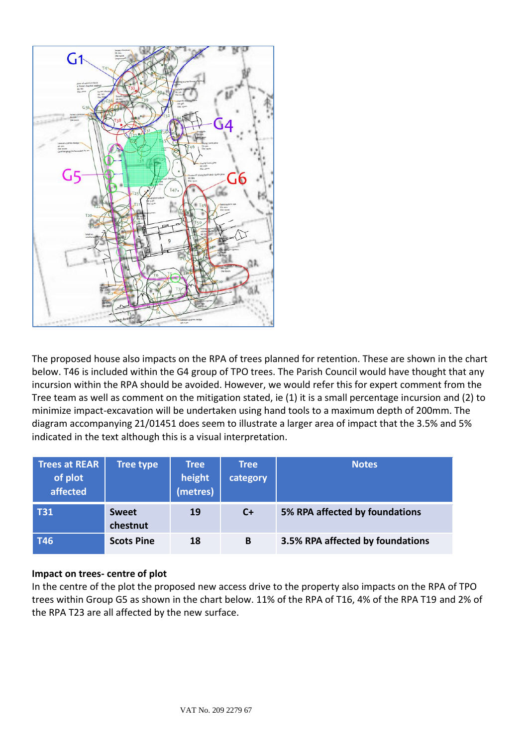The proposed house also impacts on the RPA of trees planned for retention. These are shown in the chart below. T46 is included within the G4 group of TPO trees. The Parish Council would have thought that any incursion within the RPA should be avoided. However, we would refer this for expert comment from the Tree team as well as comment on the mitigation stated, ie (1) it is a small percentage incursion and (2) to minimize impact-excavation will be undertaken using hand tools to a maximum depth of 200mm. The diagram accompanying 21/01451 does seem to illustrate a larger area of impact that the 3.5% and 5% indicated in the text although this is a visual interpretation.

| Trees at REAR of plot affected | Tree type | Tree height (metres) | Tree category | Notes |
|---|---|---|---|---|
| **T31** | **Sweet chestnut** | **19** | **C+** | **5% RPA affected by foundations** |
| **T46** | **Scots Pine** | **18** | **B** | **3.5% RPA affected by foundations** |

**Impact on trees- centre of plot**

In the centre of the plot the proposed new access drive to the property also impacts on the RPA of TPO trees within Group G5 as shown in the chart below. 11% of the RPA of T16, 4% of the RPA T19 and 2% of the RPA T23 are all affected by the new surface.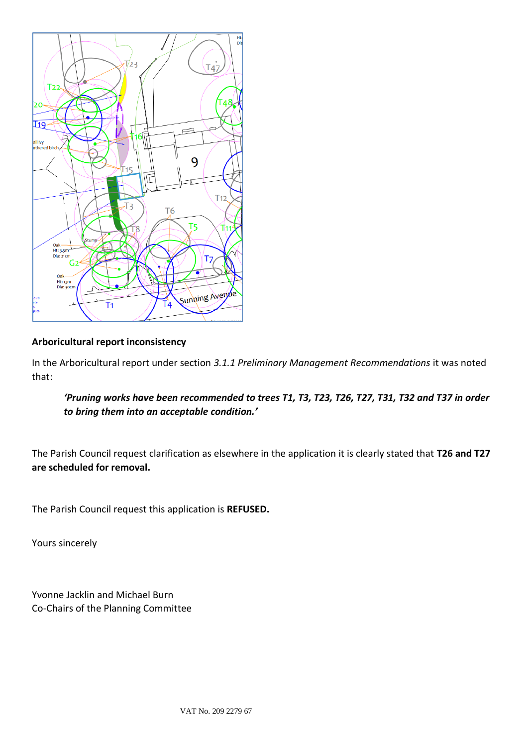T23
T47
T22
20
T48
T19
T16
all ivy
othered birch
9
T15
T12
T3
T6
T8
T5
T11
Stump
Oak
Ht: 3.5m
Dia: 21cm
T7
G2
Oak
Ht: 13m
Dia: 30cm
T1
T4
Sunning Avenue

**Arboricultural report inconsistency**

In the Arboricultural report under section *3.1.1 Preliminary Management Recommendations* it was noted that:

> ***'Pruning works have been recommended to trees T1, T3, T23, T26, T27, T31, T32 and T37 in order to bring them into an acceptable condition.'***

The Parish Council request clarification as elsewhere in the application it is clearly stated that **T26 and T27 are scheduled for removal.**

The Parish Council request this application is **REFUSED.**

Yours sincerely

Yvonne Jacklin and Michael Burn
Co-Chairs of the Planning Committee

VAT No. 209 2279 67